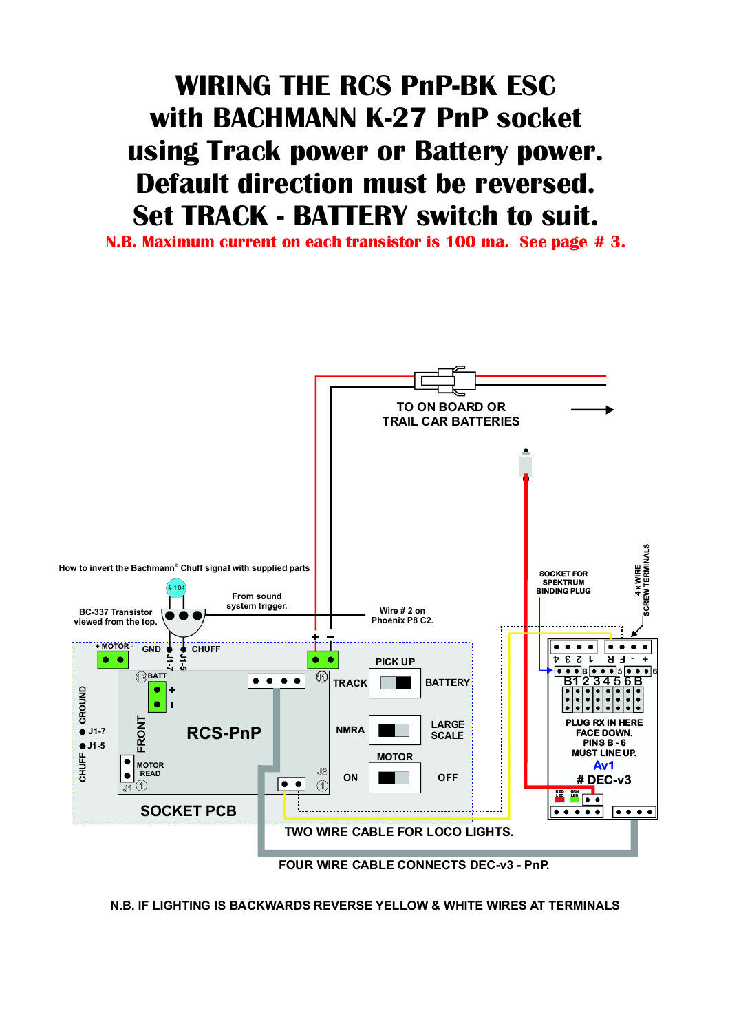# WIRING THE RCS PnP-BK ESC with BACHMANN K-27 PnP socket using Track power or Battery power. Default direction must be reversed. Set TRACK - BATTERY switch to suit.

**N.B. Maximum current on each transistor is 100 ma. See page # 3.**

TO ON BOARD OR TRAIL CAR BATTERIES

How to invert the Bachmann® Chuff signal with supplied parts

# 104

BC-337 Transistor viewed from the top.

From sound system trigger.

Wire # 2 on Phoenix P8 C2.

+ MOTOR - GND CHUFF J1-7 J1-5

GROUND CHUFF J1-7 J1-5

BATT + -

FRONT

RCS-PnP

MOTOR READ J1

J2

SOCKET PCB

PICK UP: TRACK / BATTERY

NMRA / LARGE SCALE

MOTOR: ON / OFF

SOCKET FOR SPEKTRUM BINDING PLUG

4 x WIRE SCREW TERMINALS

B1 2 3 4 5 6 B

PLUG RX IN HERE FACE DOWN. PINS B - 6 MUST LINE UP.

Av1

# DEC-v3

RED LED GRN LED

TWO WIRE CABLE FOR LOCO LIGHTS.

FOUR WIRE CABLE CONNECTS DEC-v3 - PnP.

N.B. IF LIGHTING IS BACKWARDS REVERSE YELLOW & WHITE WIRES AT TERMINALS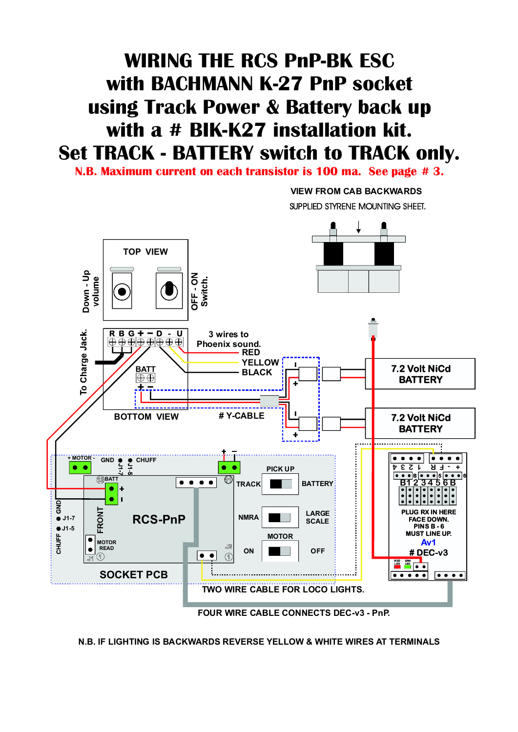# WIRING THE RCS PnP-BK ESC with BACHMANN K-27 PnP socket using Track Power & Battery back up with a # BIK-K27 installation kit. Set TRACK - BATTERY switch to TRACK only.

**N.B. Maximum current on each transistor is 100 ma. See page # 3.**

VIEW FROM CAB BACKWARDS

SUPPLIED STYRENE MOUNTING SHEET.

TOP VIEW

Down - Up volume

OFF - ON Switch.

To Charge Jack.

R B G + − D - U

3 wires to Phoenix sound.

RED

YELLOW

BLACK

BATT

+ −

BOTTOM VIEW

# Y-CABLE

7.2 Volt NiCd BATTERY

7.2 Volt NiCd BATTERY

+ MOTOR - GND J1-7 J1-5 CHUFF

BATT

RCS-PnP

FRONT

GND

J1-7

J1-5

CHUFF

MOTOR READ

J1

J2

SOCKET PCB

PICK UP

TRACK BATTERY

NMRA LARGE SCALE

MOTOR

ON OFF

4 3 2 1 F R - +

B 5 6

B1 2 3 4 5 6 B

PLUG RX IN HERE FACE DOWN. PINS B - 6 MUST LINE UP.

Av1

# DEC-v3

RED LED GRN LED

TWO WIRE CABLE FOR LOCO LIGHTS.

FOUR WIRE CABLE CONNECTS DEC-v3 - PnP.

N.B. IF LIGHTING IS BACKWARDS REVERSE YELLOW & WHITE WIRES AT TERMINALS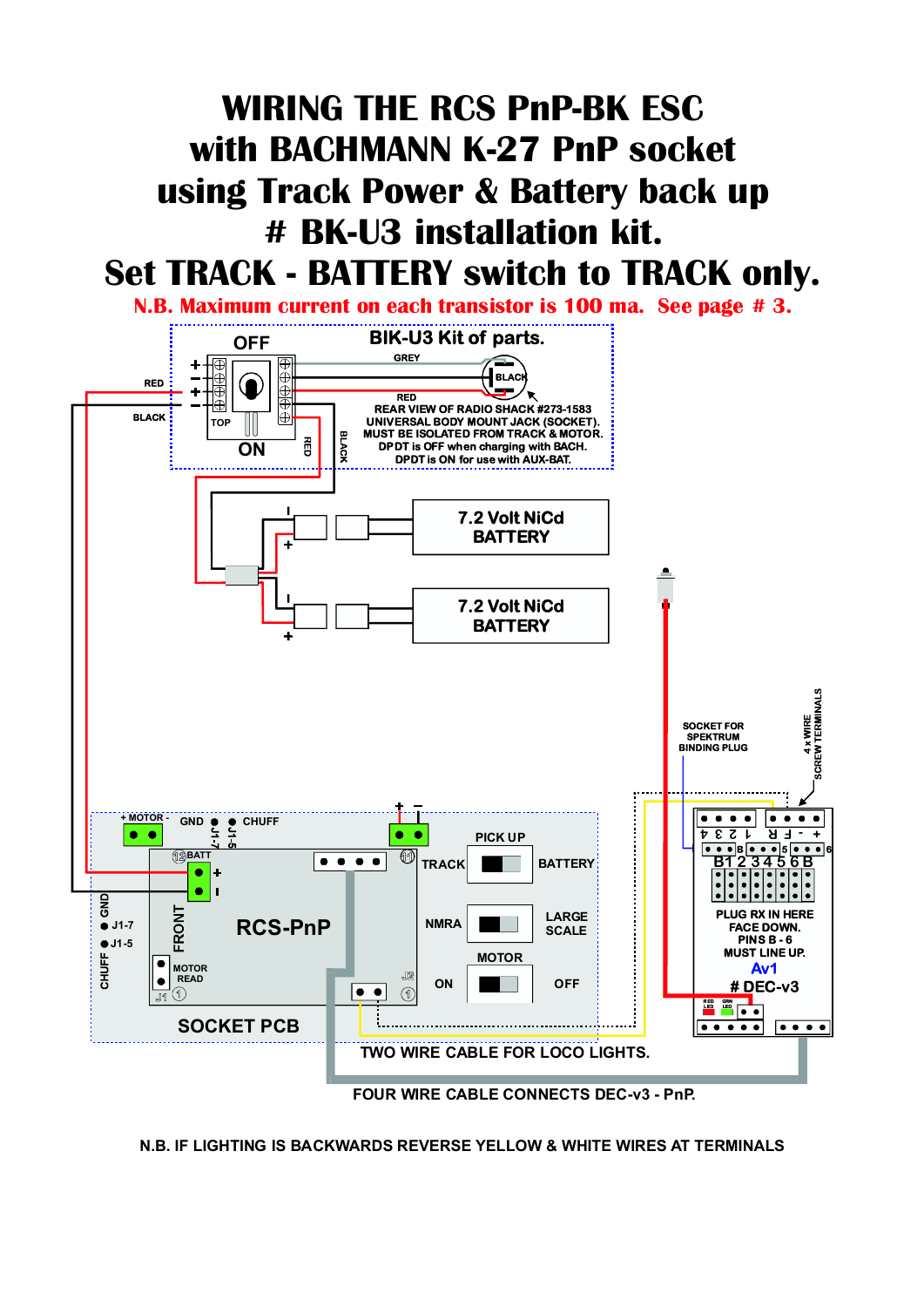# WIRING THE RCS PnP-BK ESC with BACHMANN K-27 PnP socket using Track Power & Battery back up # BK-U3 installation kit. Set TRACK - BATTERY switch to TRACK only.

**N.B. Maximum current on each transistor is 100 ma. See page # 3.**

BIK-U3 Kit of parts.

OFF

ON

TOP

GREY

BLACK

RED

REAR VIEW OF RADIO SHACK #273-1583 UNIVERSAL BODY MOUNT JACK (SOCKET). MUST BE ISOLATED FROM TRACK & MOTOR. DPDT is OFF when charging with BACH. DPDT is ON for use with AUX-BAT.

7.2 Volt NiCd BATTERY

7.2 Volt NiCd BATTERY

SOCKET FOR SPEKTRUM BINDING PLUG

4 x WIRE SCREW TERMINALS

+ MOTOR - GND CHUFF J1-7 J1-5

BATT

PICK UP

TRACK BATTERY

NMRA LARGE SCALE

MOTOR

ON OFF

RCS-PnP

FRONT

MOTOR READ

SOCKET PCB

PLUG RX IN HERE FACE DOWN. PINS B - 6 MUST LINE UP.

Av1

# DEC-v3

TWO WIRE CABLE FOR LOCO LIGHTS.

FOUR WIRE CABLE CONNECTS DEC-v3 - PnP.

N.B. IF LIGHTING IS BACKWARDS REVERSE YELLOW & WHITE WIRES AT TERMINALS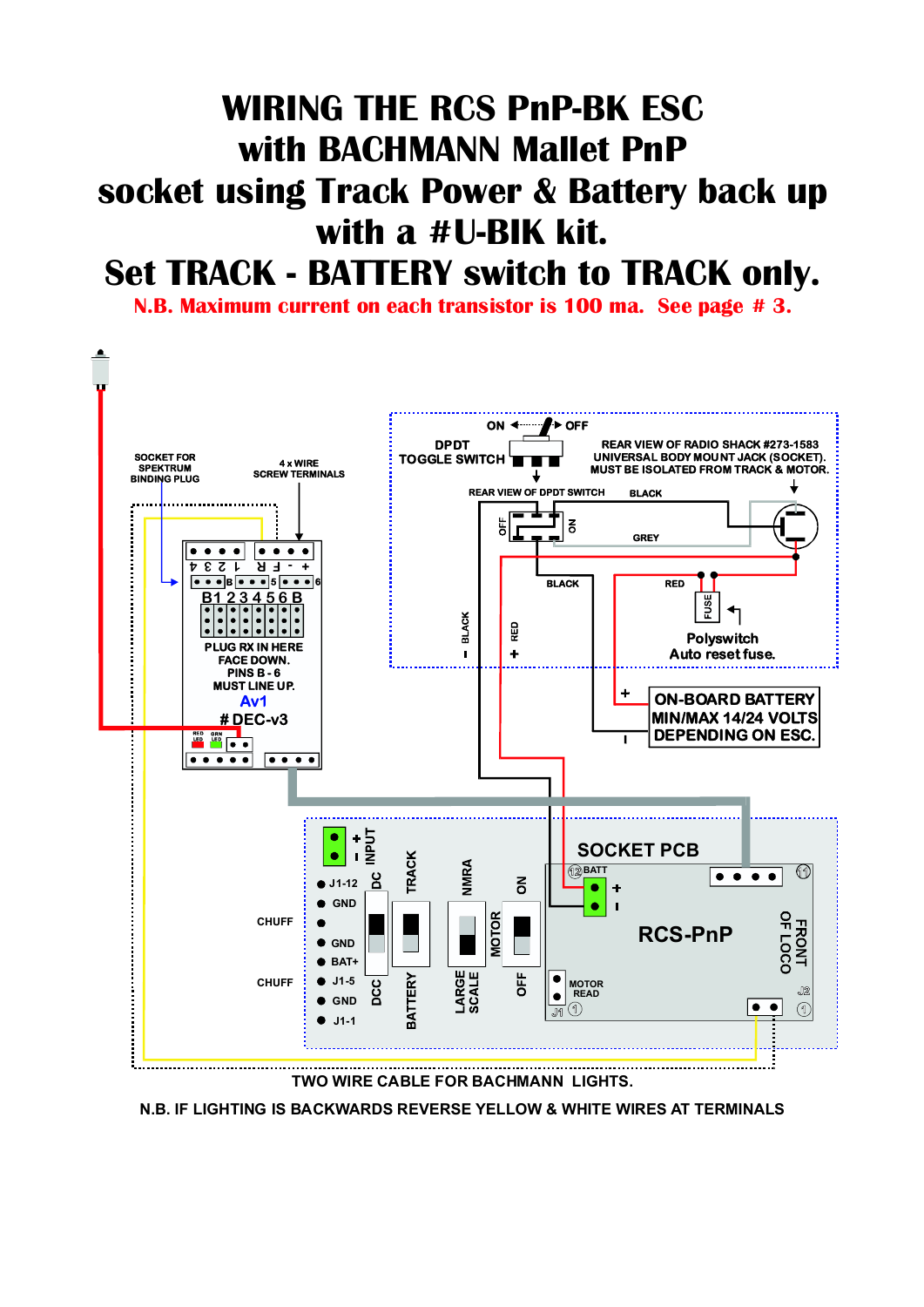# WIRING THE RCS PnP-BK ESC with BACHMANN Mallet PnP socket using Track Power & Battery back up with a #U-BIK kit.

# Set TRACK - BATTERY switch to TRACK only.

**N.B. Maximum current on each transistor is 100 ma. See page # 3.**

SOCKET FOR SPEKTRUM BINDING PLUG

4 x WIRE SCREW TERMINALS

4 3 2 1 R F - +

B 5 6

B1 2 3 4 5 6 B

PLUG RX IN HERE FACE DOWN. PINS B - 6 MUST LINE UP.

Av1

# DEC-v3

RED LED GRN LED

ON OFF

DPDT TOGGLE SWITCH

REAR VIEW OF RADIO SHACK #273-1583 UNIVERSAL BODY MOUNT JACK (SOCKET). MUST BE ISOLATED FROM TRACK & MOTOR.

REAR VIEW OF DPDT SWITCH

BLACK

OFF ON

GREY

BLACK

RED

FUSE

Polyswitch Auto reset fuse.

- BLACK

+ RED

+

ON-BOARD BATTERY MIN/MAX 14/24 VOLTS DEPENDING ON ESC.

-

SOCKET PCB

+ - INPUT

J1-12 GND CHUFF GND BAT+ CHUFF J1-5 GND J1-1

DC DCC

TRACK BATTERY

NMRA LARGE SCALE

MOTOR

ON OFF

12 BATT

+ -

RCS-PnP

MOTOR READ

J1 1

FRONT OF LOCO

J2 1

TWO WIRE CABLE FOR BACHMANN LIGHTS.

N.B. IF LIGHTING IS BACKWARDS REVERSE YELLOW & WHITE WIRES AT TERMINALS